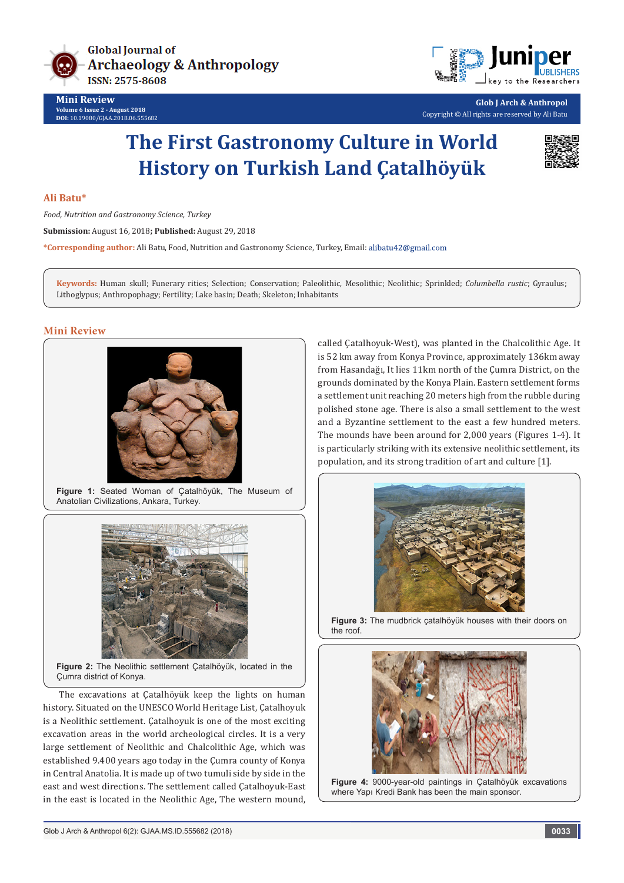# The First Gastronomy Culture in World History on Turkish Land Çatalhöyük

**Ali Batu***

*Food, Nutrition and Gastronomy Science, Turkey*

**Submission:** August 16, 2018**; Published:** August 29, 2018

***Corresponding author:** Ali Batu, Food, Nutrition and Gastronomy Science, Turkey, Email: alibatu42@gmail.com

**Keywords:** Human skull; Funerary rities; Selection; Conservation; Paleolithic, Mesolithic; Neolithic; Sprinkled; *Columbella rustic*; Gyraulus; Lithoglypus; Anthropophagy; Fertility; Lake basin; Death; Skeleton; Inhabitants

## Mini Review

**Figure 1:** Seated Woman of Çatalhöyük, The Museum of Anatolian Civilizations, Ankara, Turkey.

**Figure 2:** The Neolithic settlement Çatalhöyük, located in the Çumra district of Konya.

The excavations at Çatalhöyük keep the lights on human history. Situated on the UNESCO World Heritage List, Çatalhoyuk is a Neolithic settlement. Çatalhoyuk is one of the most exciting excavation areas in the world archeological circles. It is a very large settlement of Neolithic and Chalcolithic Age, which was established 9.400 years ago today in the Çumra county of Konya in Central Anatolia. It is made up of two tumuli side by side in the east and west directions. The settlement called Çatalhoyuk-East in the east is located in the Neolithic Age, The western mound, called Çatalhoyuk-West), was planted in the Chalcolithic Age. It is 52 km away from Konya Province, approximately 136km away from Hasandağı, It lies 11km north of the Çumra District, on the grounds dominated by the Konya Plain. Eastern settlement forms a settlement unit reaching 20 meters high from the rubble during polished stone age. There is also a small settlement to the west and a Byzantine settlement to the east a few hundred meters. The mounds have been around for 2,000 years (Figures 1-4). It is particularly striking with its extensive neolithic settlement, its population, and its strong tradition of art and culture [1].

**Figure 3:** The mudbrick çatalhöyük houses with their doors on the roof.

**Figure 4:** 9000-year-old paintings in Çatalhöyük excavations where Yapı Kredi Bank has been the main sponsor.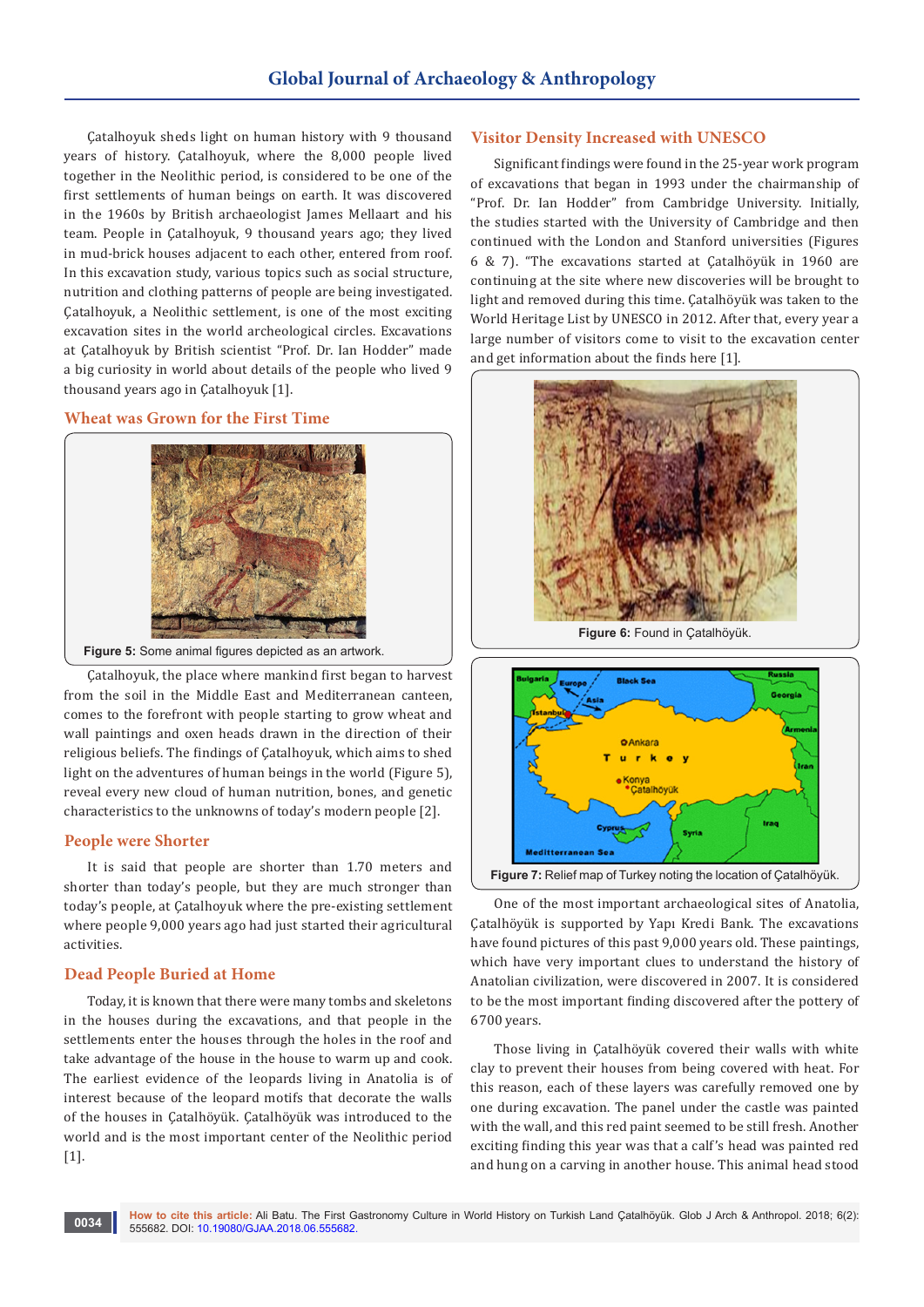Çatalhoyuk sheds light on human history with 9 thousand years of history. Çatalhoyuk, where the 8,000 people lived together in the Neolithic period, is considered to be one of the first settlements of human beings on earth. It was discovered in the 1960s by British archaeologist James Mellaart and his team. People in Çatalhoyuk, 9 thousand years ago; they lived in mud-brick houses adjacent to each other, entered from roof. In this excavation study, various topics such as social structure, nutrition and clothing patterns of people are being investigated. Çatalhoyuk, a Neolithic settlement, is one of the most exciting excavation sites in the world archeological circles. Excavations at Çatalhoyuk by British scientist "Prof. Dr. Ian Hodder" made a big curiosity in world about details of the people who lived 9 thousand years ago in Çatalhoyuk [1].

## Wheat was Grown for the First Time

**Figure 5:** Some animal figures depicted as an artwork.

Çatalhoyuk, the place where mankind first began to harvest from the soil in the Middle East and Mediterranean canteen, comes to the forefront with people starting to grow wheat and wall paintings and oxen heads drawn in the direction of their religious beliefs. The findings of Çatalhoyuk, which aims to shed light on the adventures of human beings in the world (Figure 5), reveal every new cloud of human nutrition, bones, and genetic characteristics to the unknowns of today's modern people [2].

## People were Shorter

It is said that people are shorter than 1.70 meters and shorter than today's people, but they are much stronger than today's people, at Çatalhoyuk where the pre-existing settlement where people 9,000 years ago had just started their agricultural activities.

## Dead People Buried at Home

Today, it is known that there were many tombs and skeletons in the houses during the excavations, and that people in the settlements enter the houses through the holes in the roof and take advantage of the house in the house to warm up and cook. The earliest evidence of the leopards living in Anatolia is of interest because of the leopard motifs that decorate the walls of the houses in Çatalhöyük. Çatalhöyük was introduced to the world and is the most important center of the Neolithic period [1].

## Visitor Density Increased with UNESCO

Significant findings were found in the 25-year work program of excavations that began in 1993 under the chairmanship of "Prof. Dr. Ian Hodder" from Cambridge University. Initially, the studies started with the University of Cambridge and then continued with the London and Stanford universities (Figures 6 & 7). "The excavations started at Çatalhöyük in 1960 are continuing at the site where new discoveries will be brought to light and removed during this time. Çatalhöyük was taken to the World Heritage List by UNESCO in 2012. After that, every year a large number of visitors come to visit to the excavation center and get information about the finds here [1].

**Figure 6:** Found in Çatalhöyük.

**Figure 7:** Relief map of Turkey noting the location of Çatalhöyük.

One of the most important archaeological sites of Anatolia, Çatalhöyük is supported by Yapı Kredi Bank. The excavations have found pictures of this past 9,000 years old. These paintings, which have very important clues to understand the history of Anatolian civilization, were discovered in 2007. It is considered to be the most important finding discovered after the pottery of 6700 years.

Those living in Çatalhöyük covered their walls with white clay to prevent their houses from being covered with heat. For this reason, each of these layers was carefully removed one by one during excavation. The panel under the castle was painted with the wall, and this red paint seemed to be still fresh. Another exciting finding this year was that a calf's head was painted red and hung on a carving in another house. This animal head stood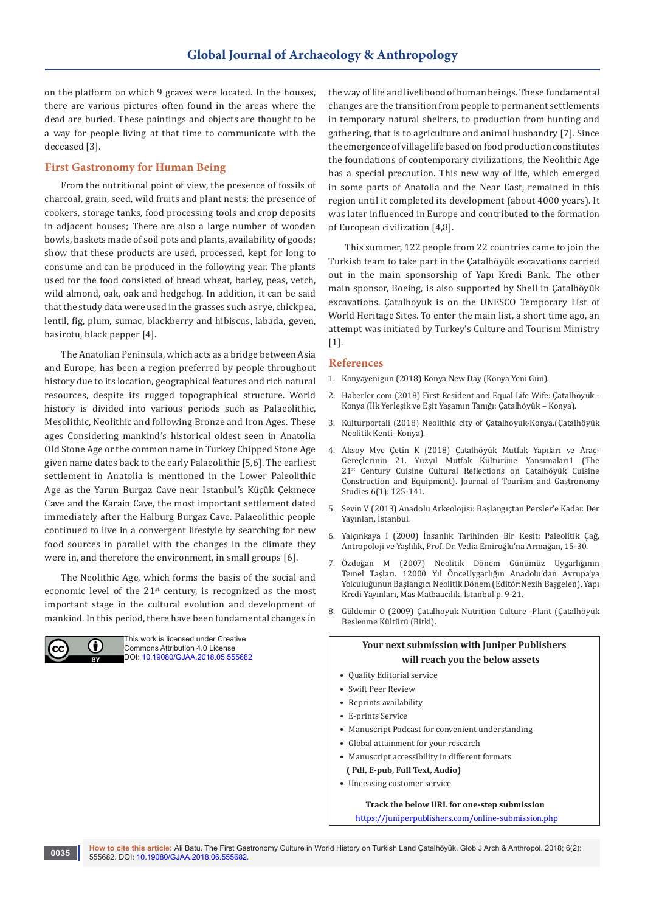on the platform on which 9 graves were located. In the houses, there are various pictures often found in the areas where the dead are buried. These paintings and objects are thought to be a way for people living at that time to communicate with the deceased [3].

## First Gastronomy for Human Being

From the nutritional point of view, the presence of fossils of charcoal, grain, seed, wild fruits and plant nests; the presence of cookers, storage tanks, food processing tools and crop deposits in adjacent houses; There are also a large number of wooden bowls, baskets made of soil pots and plants, availability of goods; show that these products are used, processed, kept for long to consume and can be produced in the following year. The plants used for the food consisted of bread wheat, barley, peas, vetch, wild almond, oak, oak and hedgehog. In addition, it can be said that the study data were used in the grasses such as rye, chickpea, lentil, fig, plum, sumac, blackberry and hibiscus, labada, geven, hasirotu, black pepper [4].

The Anatolian Peninsula, which acts as a bridge between Asia and Europe, has been a region preferred by people throughout history due to its location, geographical features and rich natural resources, despite its rugged topographical structure. World history is divided into various periods such as Palaeolithic, Mesolithic, Neolithic and following Bronze and Iron Ages. These ages Considering mankind's historical oldest seen in Anatolia Old Stone Age or the common name in Turkey Chipped Stone Age given name dates back to the early Palaeolithic [5,6]. The earliest settlement in Anatolia is mentioned in the Lower Paleolithic Age as the Yarım Burgaz Cave near Istanbul's Küçük Çekmece Cave and the Karain Cave, the most important settlement dated immediately after the Halburg Burgaz Cave. Palaeolithic people continued to live in a convergent lifestyle by searching for new food sources in parallel with the changes in the climate they were in, and therefore the environment, in small groups [6].

The Neolithic Age, which forms the basis of the social and economic level of the 21st century, is recognized as the most important stage in the cultural evolution and development of mankind. In this period, there have been fundamental changes in the way of life and livelihood of human beings. These fundamental changes are the transition from people to permanent settlements in temporary natural shelters, to production from hunting and gathering, that is to agriculture and animal husbandry [7]. Since the emergence of village life based on food production constitutes the foundations of contemporary civilizations, the Neolithic Age has a special precaution. This new way of life, which emerged in some parts of Anatolia and the Near East, remained in this region until it completed its development (about 4000 years). It was later influenced in Europe and contributed to the formation of European civilization [4,8].

This summer, 122 people from 22 countries came to join the Turkish team to take part in the Çatalhöyük excavations carried out in the main sponsorship of Yapı Kredi Bank. The other main sponsor, Boeing, is also supported by Shell in Çatalhöyük excavations. Çatalhoyuk is on the UNESCO Temporary List of World Heritage Sites. To enter the main list, a short time ago, an attempt was initiated by Turkey's Culture and Tourism Ministry [1].

## References

1. Konyayenigun (2018) Konya New Day (Konya Yeni Gün).
2. Haberler com (2018) First Resident and Equal Life Wife: Çatalhöyük - Konya (İlk Yerleşik ve Eşit Yaşamın Tanığı: Çatalhöyük – Konya).
3. Kulturportali (2018) Neolithic city of Çatalhoyuk-Konya.(Çatalhöyük Neolitik Kenti–Konya).
4. Aksoy Mve Çetin K (2018) Çatalhöyük Mutfak Yapıları ve Araç-Gereçlerinin 21. Yüzyıl Mutfak Kültürüne Yansımaları1 (The 21st Century Cuisine Cultural Reflections on Çatalhöyük Cuisine Construction and Equipment). Journal of Tourism and Gastronomy Studies 6(1): 125-141.
5. Sevin V (2013) Anadolu Arkeolojisi: Başlangıçtan Persler'e Kadar. Der Yayınları, İstanbul.
6. Yalçınkaya I (2000) İnsanlık Tarihinden Bir Kesit: Paleolitik Çağ, Antropoloji ve Yaşlılık, Prof. Dr. Vedia Emiroğlu'na Armağan, 15-30.
7. Özdoğan M (2007) Neolitik Dönem Günümüz Uygarlığının Temel Taşları. 12000 Yıl ÖnceUygarlığın Anadolu'dan Avrupa'ya Yolculuğunun Başlangıcı Neolitik Dönem (Editör:Nezih Başgelen), Yapı Kredi Yayınları, Mas Matbaacılık, İstanbul p. 9-21.
8. Güldemir O (2009) Çatalhoyuk Nutrition Culture -Plant (Çatalhöyük Beslenme Kültürü (Bitki).

This work is licensed under Creative Commons Attribution 4.0 License
DOI: 10.19080/GJAA.2018.05.555682

**Your next submission with Juniper Publishers will reach you the below assets**

- Quality Editorial service
- Swift Peer Review
- Reprints availability
- E-prints Service
- Manuscript Podcast for convenient understanding
- Global attainment for your research
- Manuscript accessibility in different formats
  **( Pdf, E-pub, Full Text, Audio)**
- Unceasing customer service

**Track the below URL for one-step submission**
https://juniperpublishers.com/online-submission.php

**How to cite this article:** Ali Batu. The First Gastronomy Culture in World History on Turkish Land Çatalhöyük. Glob J Arch & Anthropol. 2018; 6(2): 555682. DOI: 10.19080/GJAA.2018.06.555682.